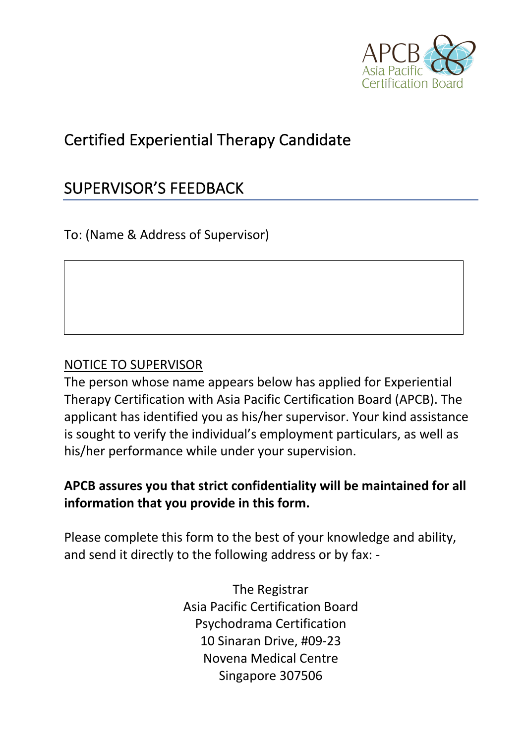APCB
Asia Pacific
Certification Board

# Certified Experiential Therapy Candidate

## SUPERVISOR'S FEEDBACK

To: (Name & Address of Supervisor)

| |
|---|
| |

NOTICE TO SUPERVISOR

The person whose name appears below has applied for Experiential Therapy Certification with Asia Pacific Certification Board (APCB). The applicant has identified you as his/her supervisor. Your kind assistance is sought to verify the individual's employment particulars, as well as his/her performance while under your supervision.

**APCB assures you that strict confidentiality will be maintained for all information that you provide in this form.**

Please complete this form to the best of your knowledge and ability, and send it directly to the following address or by fax: -

The Registrar
Asia Pacific Certification Board
Psychodrama Certification
10 Sinaran Drive, #09-23
Novena Medical Centre
Singapore 307506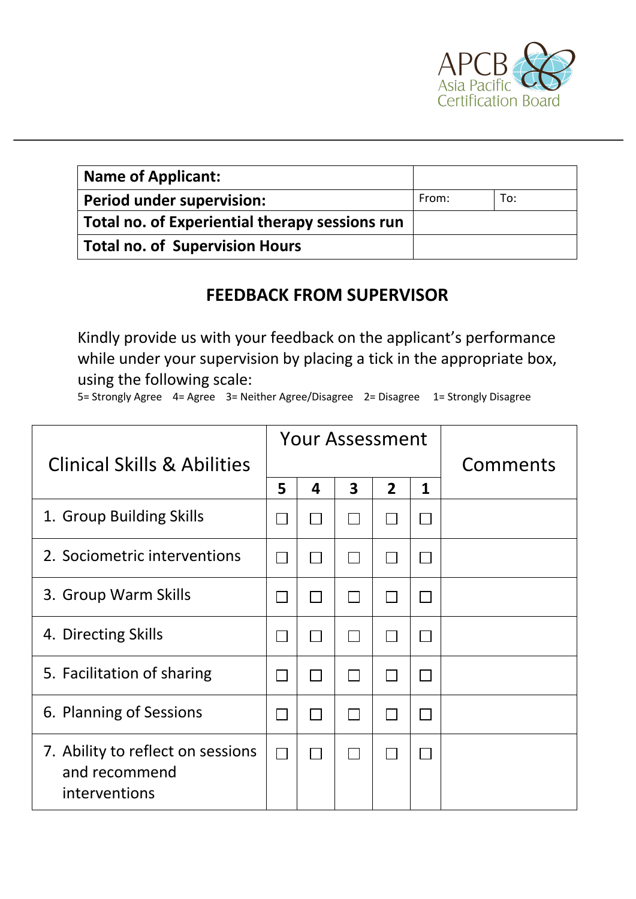| Name of Applicant: | | |
|---|---|---|
| **Period under supervision:** | From: | To: |
| **Total no. of Experiential therapy sessions run** | | |
| **Total no. of Supervision Hours** | | |

## FEEDBACK FROM SUPERVISOR

Kindly provide us with your feedback on the applicant's performance while under your supervision by placing a tick in the appropriate box, using the following scale:

5= Strongly Agree 4= Agree 3= Neither Agree/Disagree 2= Disagree 1= Strongly Disagree

| Clinical Skills & Abilities | Your Assessment | | | | | Comments |
|---|---|---|---|---|---|---|
| | **5** | **4** | **3** | **2** | **1** | |
| 1. Group Building Skills | ☐ | ☐ | ☐ | ☐ | ☐ | |
| 2. Sociometric interventions | ☐ | ☐ | ☐ | ☐ | ☐ | |
| 3. Group Warm Skills | ☐ | ☐ | ☐ | ☐ | ☐ | |
| 4. Directing Skills | ☐ | ☐ | ☐ | ☐ | ☐ | |
| 5. Facilitation of sharing | ☐ | ☐ | ☐ | ☐ | ☐ | |
| 6. Planning of Sessions | ☐ | ☐ | ☐ | ☐ | ☐ | |
| 7. Ability to reflect on sessions and recommend interventions | ☐ | ☐ | ☐ | ☐ | ☐ | |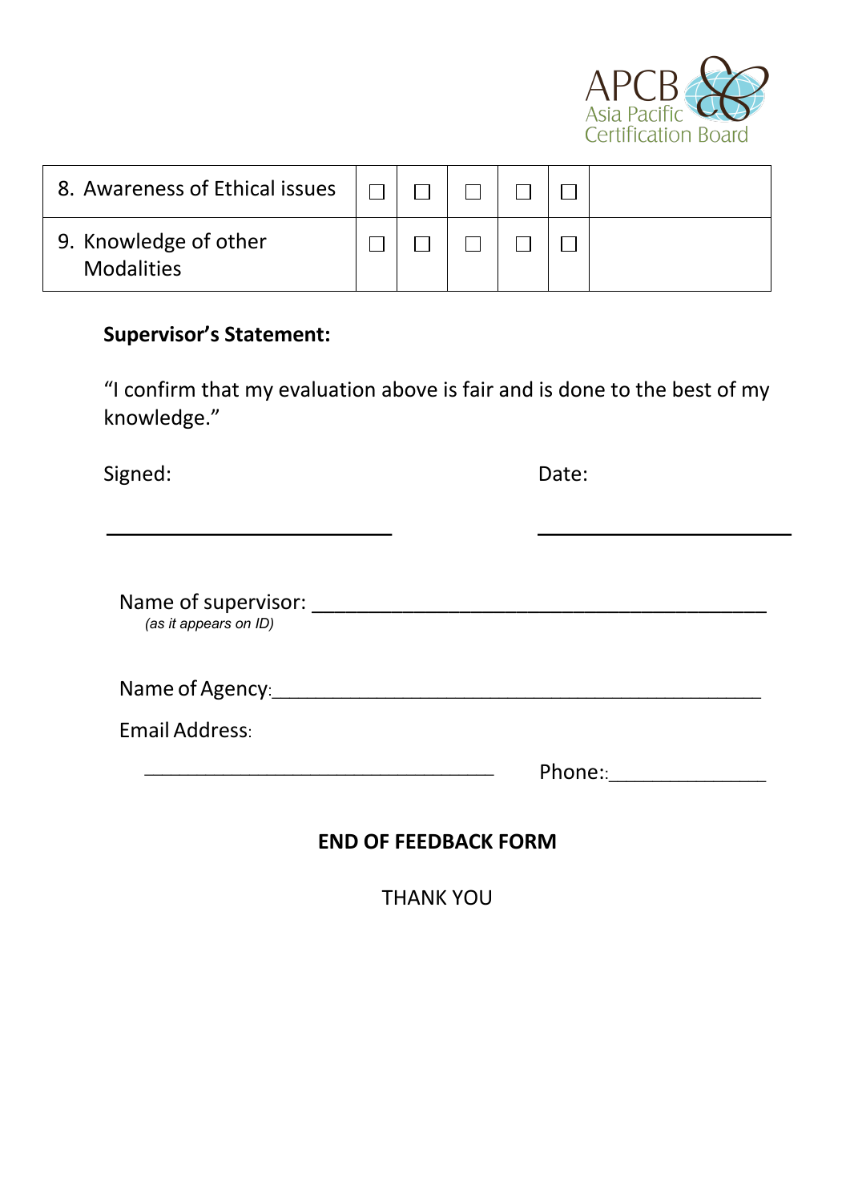| | | | | | | |
|---|---|---|---|---|---|---|
| 8. Awareness of Ethical issues | ☐ | ☐ | ☐ | ☐ | ☐ | |
| 9. Knowledge of other Modalities | ☐ | ☐ | ☐ | ☐ | ☐ | |

**Supervisor's Statement:**

"I confirm that my evaluation above is fair and is done to the best of my knowledge."

Signed: ___________________________ Date: ___________________________

Name of supervisor: ___________________________________________
*(as it appears on ID)*

Name of Agency: ___________________________________________

Email Address: ___________________________________ Phone:: _______________

**END OF FEEDBACK FORM**

THANK YOU